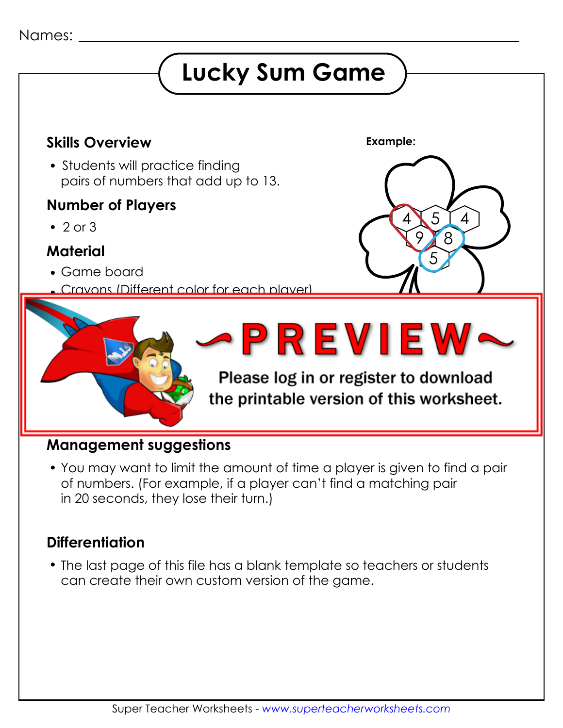Names: ____________________

# Lucky Sum Game

## Skills Overview

- Students will practice finding pairs of numbers that add up to 13.

## Number of Players

- 2 or 3

## Material

- Game board
- Crayons (Different color for each player)

**Example:**

~PREVIEW~

Please log in or register to download the printable version of this worksheet.

## Management suggestions

- You may want to limit the amount of time a player is given to find a pair of numbers. (For example, if a player can't find a matching pair in 20 seconds, they lose their turn.)

## Differentiation

- The last page of this file has a blank template so teachers or students can create their own custom version of the game.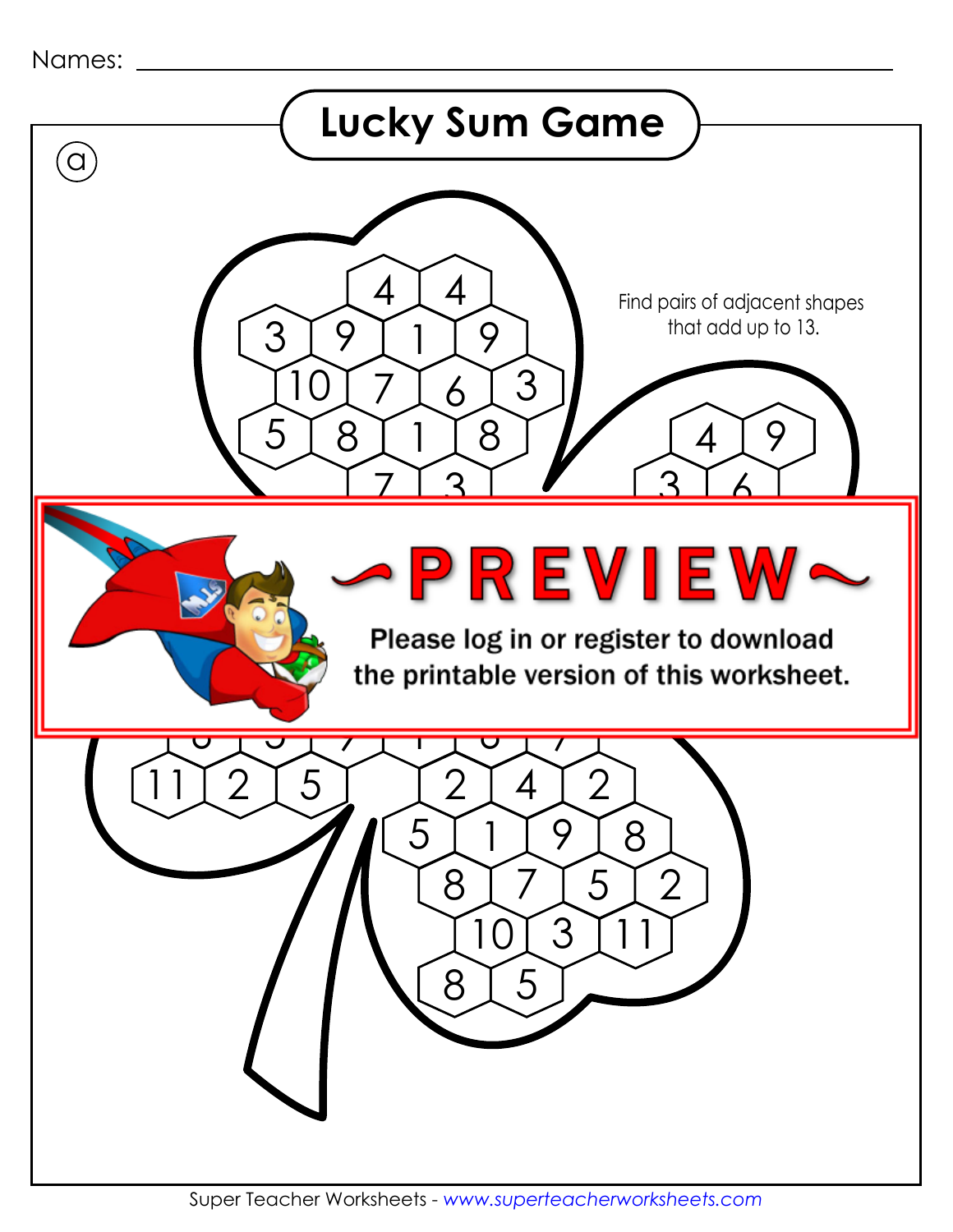Names: ___________________________________________

# Lucky Sum Game

ⓐ

Find pairs of adjacent shapes that add up to 13.

4 4
3 9 1 9
10 7 6 3
5 8 1 8
7 3

4 9
3 6

~PREVIEW~

Please log in or register to download the printable version of this worksheet.

11 2 5
2 4 2
5 1 9 8
8 7 5 2
10 3 11
8 5

Super Teacher Worksheets - www.superteacherworksheets.com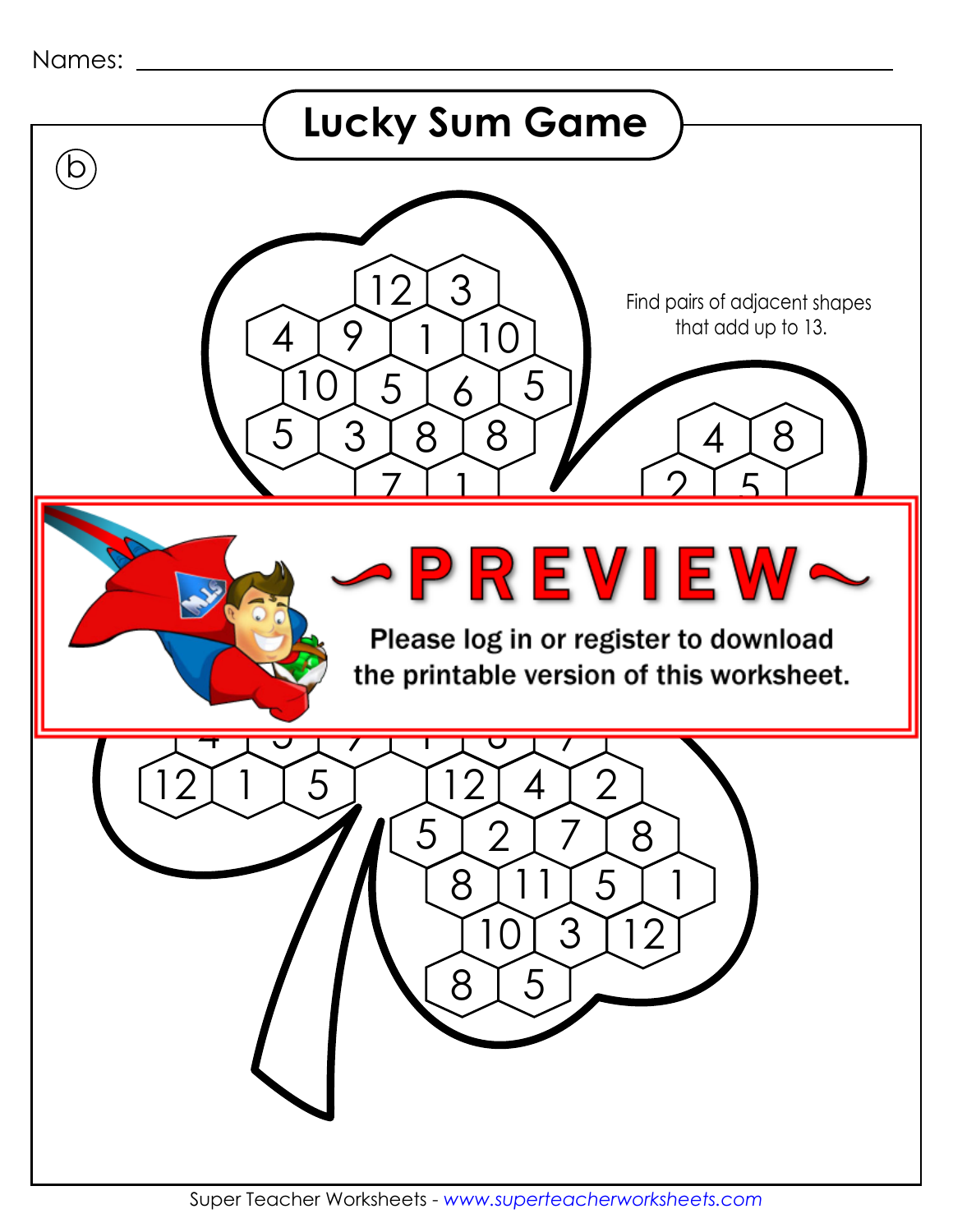Names: ______________________________

# Lucky Sum Game

ⓑ

Find pairs of adjacent shapes that add up to 13.

12 3
4 9 1 10
10 5 6 5
5 3 8 8
7 1

4 8
2 5

~PREVIEW~

Please log in or register to download the printable version of this worksheet.

12 1 5

12 4 2
5 2 7 8
8 11 5 1
10 3 12
8 5

Super Teacher Worksheets - www.superteacherworksheets.com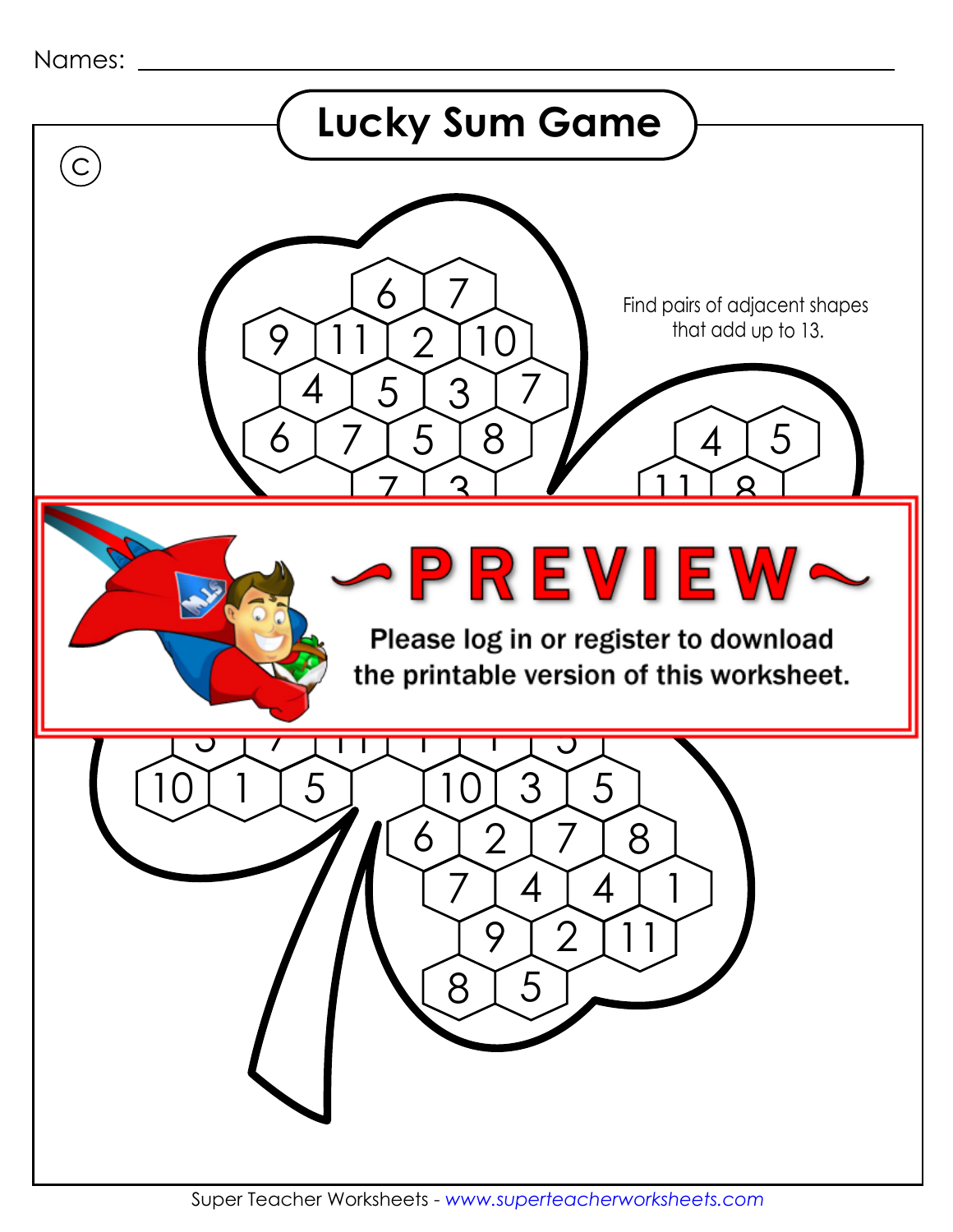Names: ______________________________

# Lucky Sum Game

Ⓒ

Find pairs of adjacent shapes that add up to 13.

6 7
9 11 2 10
4 5 3 7
6 7 5 8
7 3

4 5
11 8

~PREVIEW~

Please log in or register to download the printable version of this worksheet.

10 1 5

10 3 5
6 2 7 8
7 4 4 1
9 2 11
8 5

Super Teacher Worksheets - www.superteacherworksheets.com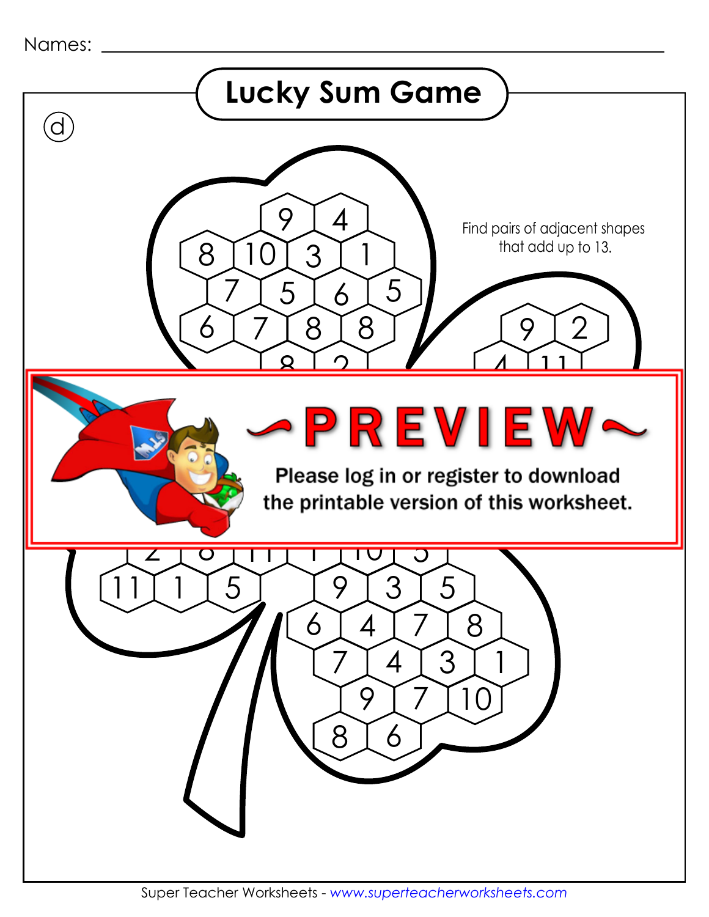Names: ______________________________

# Lucky Sum Game

ⓓ

Find pairs of adjacent shapes that add up to 13.

9 4
8 10 3 1
7 5 6 5
6 7 8 8
8 2

9 2
4 11

~PREVIEW~

Please log in or register to download the printable version of this worksheet.

2 6 11 1 10 5
11 1 5
9 3 5
6 4 7 8
7 4 3 1
9 7 10
8 6

Super Teacher Worksheets - www.superteacherworksheets.com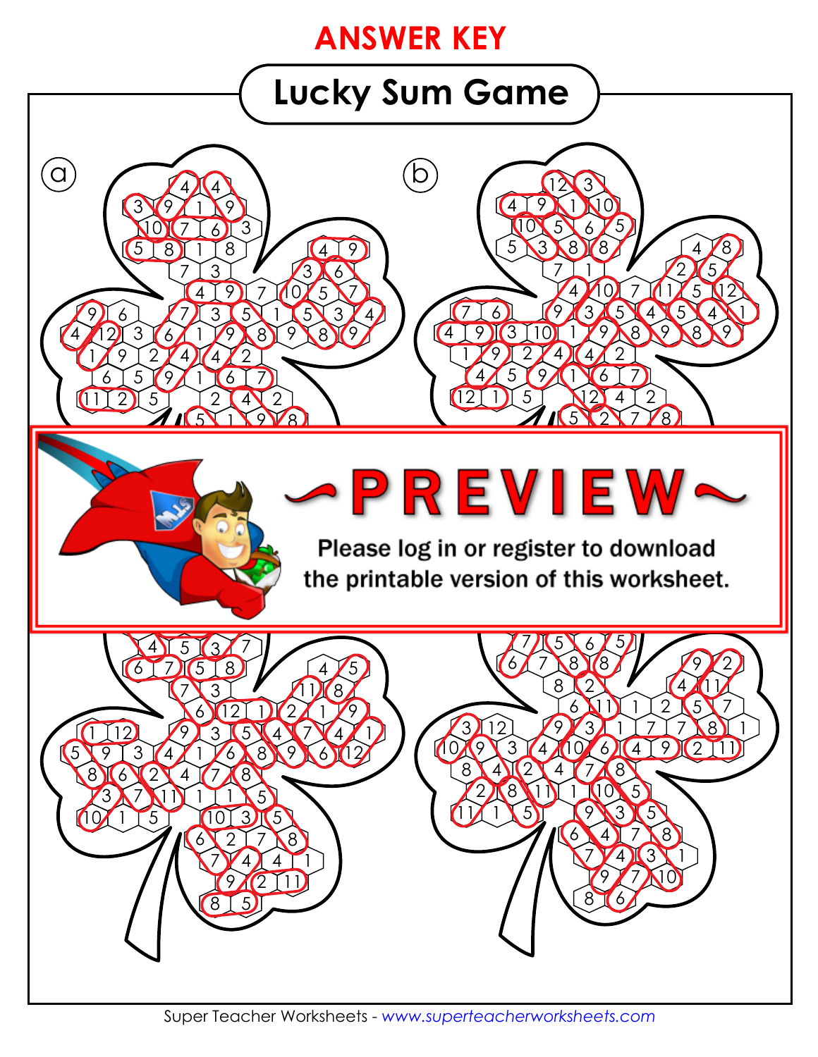# ANSWER KEY

## Lucky Sum Game

ⓐ

ⓑ

~PREVIEW~

Please log in or register to download the printable version of this worksheet.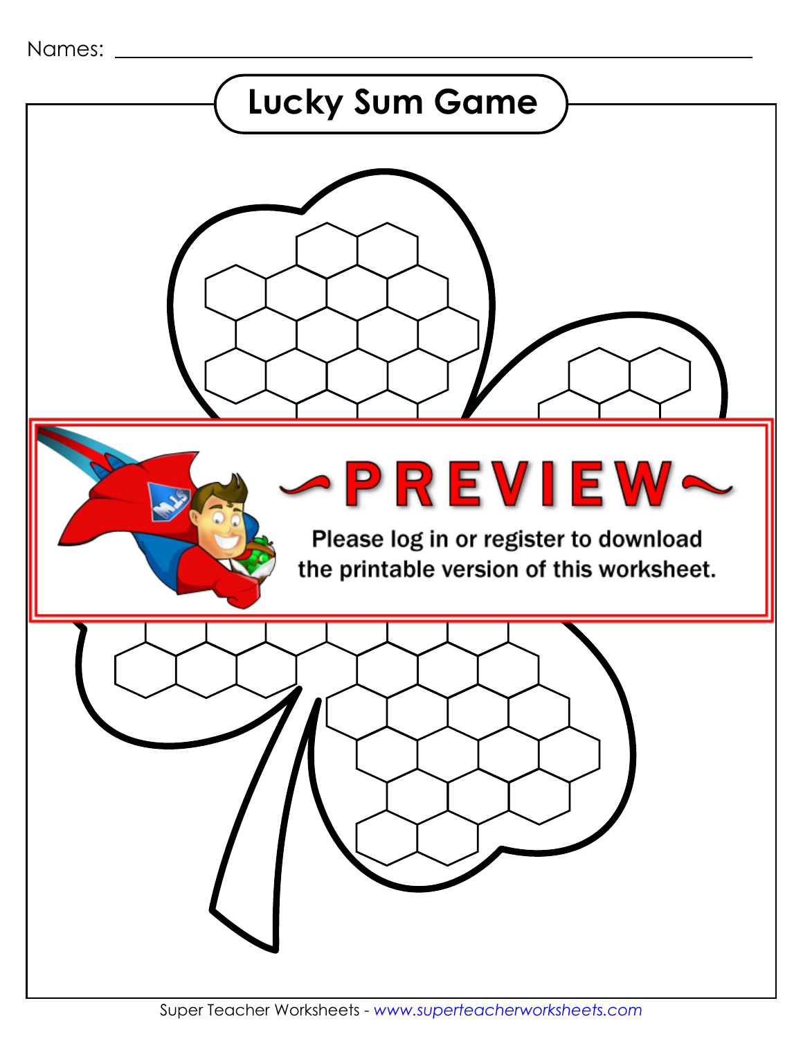Names: ___________________________________________

# Lucky Sum Game

~PREVIEW~

Please log in or register to download the printable version of this worksheet.